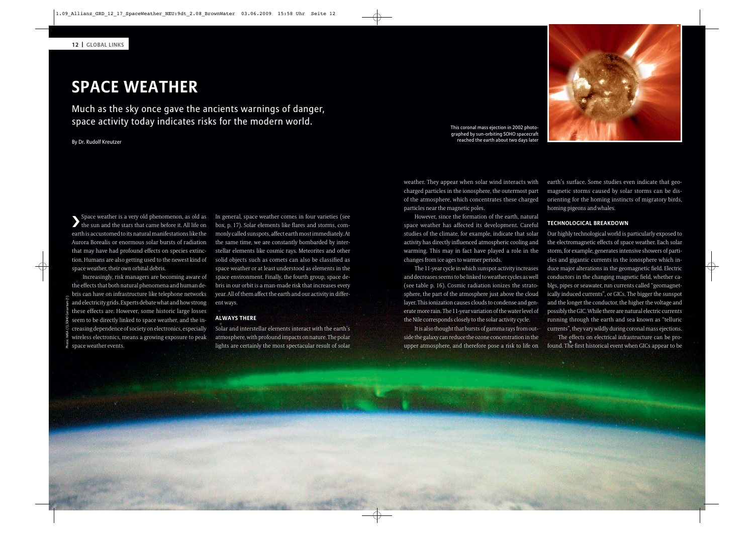# SPACE WEATHER

## Much as the sky once gave the ancients warnings of danger, space activity today indicates risks for the modern world.

By Dr. Rudolf Kreutzer

This coronal mass ejection in 2002 photographed by sun-orbiting SOHO spacecraft reached the earth about two days later

Space weather is a very old phenomenon, as old as the sun and the stars that came before it. All life on earth is accustomed to its natural manifestations like the Aurora Borealis or enormous solar bursts of radiation that may have had profound effects on species extinction. Humans are also getting used to the newest kind of space weather, their own orbital debris.

Increasingly, risk managers are becoming aware of the effects that both natural phenomena and human debris can have on infrastructure like telephone networks and electricity grids. Experts debate what and how strong these effects are. However, some historic large losses seem to be directly linked to space weather, and the increasing dependence of society on electronics, especially wireless electronics, means a growing exposure to peak space weather events.

In general, space weather comes in four varieties (see box, p. 17). Solar elements like flares and storms, commonly called sunspots, affect earth most immediately. At the same time, we are constantly bombarded by interstellar elements like cosmic rays. Meteorites and other solid objects such as comets can also be classified as space weather or at least understood as elements in the space environment. Finally, the fourth group, space debris in our orbit is a man-made risk that increases every year. All of them affect the earth and our activity in different ways.

### ALWAYS THERE

Solar and interstellar elements interact with the earth's atmosphere, with profound impacts on nature. The polar lights are certainly the most spectacular result of solar weather. They appear when solar wind interacts with charged particles in the ionosphere, the outermost part of the atmosphere, which concentrates these charged particles near the magnetic poles.

However, since the formation of the earth, natural space weather has affected its development. Careful studies of the climate, for example, indicate that solar activity has directly influenced atmospheric cooling and warming. This may in fact have played a role in the changes from ice ages to warmer periods.

The 11-year cycle in which sunspot activity increases and decreases seems to be linked to weather cycles as well (see table p. 16). Cosmic radiation ionizes the stratosphere, the part of the atmosphere just above the cloud layer. This ionization causes clouds to condense and generate more rain. The 11-year variation of the water level of the Nile corresponds closely to the solar activity cycle.

It is also thought that bursts of gamma rays from outside the galaxy can reduce the ozone concentration in the upper atmosphere, and therefore pose a risk to life on earth's surface. Some studies even indicate that geomagnetic storms caused by solar storms can be disorienting for the homing instincts of migratory birds, homing pigeons and whales.

### TECHNOLOGICAL BREAKDOWN

Our highly technological world is particularly exposed to the electromagnetic effects of space weather. Each solar storm, for example, generates intensive showers of particles and gigantic currents in the ionosphere which induce major alterations in the geomagnetic field. Electric conductors in the changing magnetic field, whether cables, pipes or seawater, run currents called "geomagnetically induced currents", or GICs. The bigger the sunspot and the longer the conductor, the higher the voltage and possibly the GIC. While there are natural electric currents running through the earth and sea known as "telluric currents", they vary wildly during coronal mass ejections.

The effects on electrical infrastructure can be profound. The first historical event when GICs appear to be

Photos: NASA (1), SOHO Consortium (1)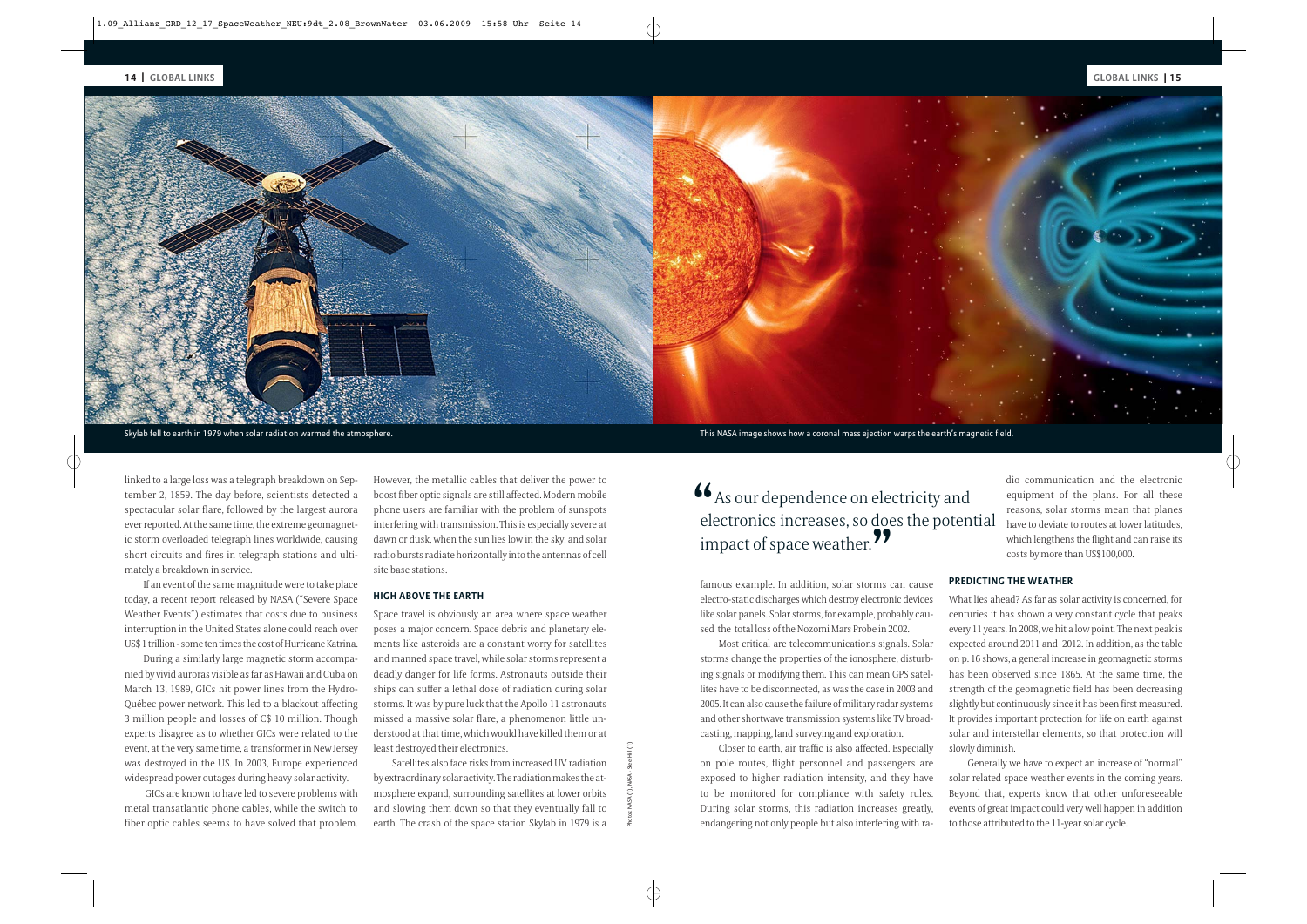Skylab fell to earth in 1979 when solar radiation warmed the atmosphere.

This NASA image shows how a coronal mass ejection warps the earth's magnetic field.

linked to a large loss was a telegraph breakdown on September 2, 1859. The day before, scientists detected a spectacular solar flare, followed by the largest aurora ever reported. At the same time, the extreme geomagnetic storm overloaded telegraph lines worldwide, causing short circuits and fires in telegraph stations and ultimately a breakdown in service.

If an event of the same magnitude were to take place today, a recent report released by NASA ("Severe Space Weather Events") estimates that costs due to business interruption in the United States alone could reach over US$ 1 trillion - some ten times the cost of Hurricane Katrina.

During a similarly large magnetic storm accompanied by vivid auroras visible as far as Hawaii and Cuba on March 13, 1989, GICs hit power lines from the Hydro-Québec power network. This led to a blackout affecting 3 million people and losses of C$ 10 million. Though experts disagree as to whether GICs were related to the event, at the very same time, a transformer in New Jersey was destroyed in the US. In 2003, Europe experienced widespread power outages during heavy solar activity.

GICs are known to have led to severe problems with metal transatlantic phone cables, while the switch to fiber optic cables seems to have solved that problem. However, the metallic cables that deliver the power to boost fiber optic signals are still affected. Modern mobile phone users are familiar with the problem of sunspots interfering with transmission. This is especially severe at dawn or dusk, when the sun lies low in the sky, and solar radio bursts radiate horizontally into the antennas of cell site base stations.

### HIGH ABOVE THE EARTH

Space travel is obviously an area where space weather poses a major concern. Space debris and planetary elements like asteroids are a constant worry for satellites and manned space travel, while solar storms represent a deadly danger for life forms. Astronauts outside their ships can suffer a lethal dose of radiation during solar storms. It was by pure luck that the Apollo 11 astronauts missed a massive solar flare, a phenomenon little understood at that time, which would have killed them or at least destroyed their electronics.

Satellites also face risks from increased UV radiation by extraordinary solar activity. The radiation makes the atmosphere expand, surrounding satellites at lower orbits and slowing them down so that they eventually fall to earth. The crash of the space station Skylab in 1979 is a famous example. In addition, solar storms can cause electro-static discharges which destroy electronic devices like solar panels. Solar storms, for example, probably caused the total loss of the Nozomi Mars Probe in 2002.

> "As our dependence on electricity and electronics increases, so does the potential impact of space weather."

Most critical are telecommunications signals. Solar storms change the properties of the ionosphere, disturbing signals or modifying them. This can mean GPS satellites have to be disconnected, as was the case in 2003 and 2005. It can also cause the failure of military radar systems and other shortwave transmission systems like TV broadcasting, mapping, land surveying and exploration.

Closer to earth, air traffic is also affected. Especially on pole routes, flight personnel and passengers are exposed to higher radiation intensity, and they have to be monitored for compliance with safety rules. During solar storms, this radiation increases greatly, endangering not only people but also interfering with radio communication and the electronic equipment of the plans. For all these reasons, solar storms mean that planes have to deviate to routes at lower latitudes, which lengthens the flight and can raise its costs by more than US$100,000.

### PREDICTING THE WEATHER

What lies ahead? As far as solar activity is concerned, for centuries it has shown a very constant cycle that peaks every 11 years. In 2008, we hit a low point. The next peak is expected around 2011 and 2012. In addition, as the table on p. 16 shows, a general increase in geomagnetic storms has been observed since 1865. At the same time, the strength of the geomagnetic field has been decreasing slightly but continuously since it has been first measured. It provides important protection for life on earth against solar and interstellar elements, so that protection will slowly diminish.

Generally we have to expect an increase of "normal" solar related space weather events in the coming years. Beyond that, experts know that other unforeseeable events of great impact could very well happen in addition to those attributed to the 11-year solar cycle.

Photos: NASA (1), NASA - Stocktrek (1)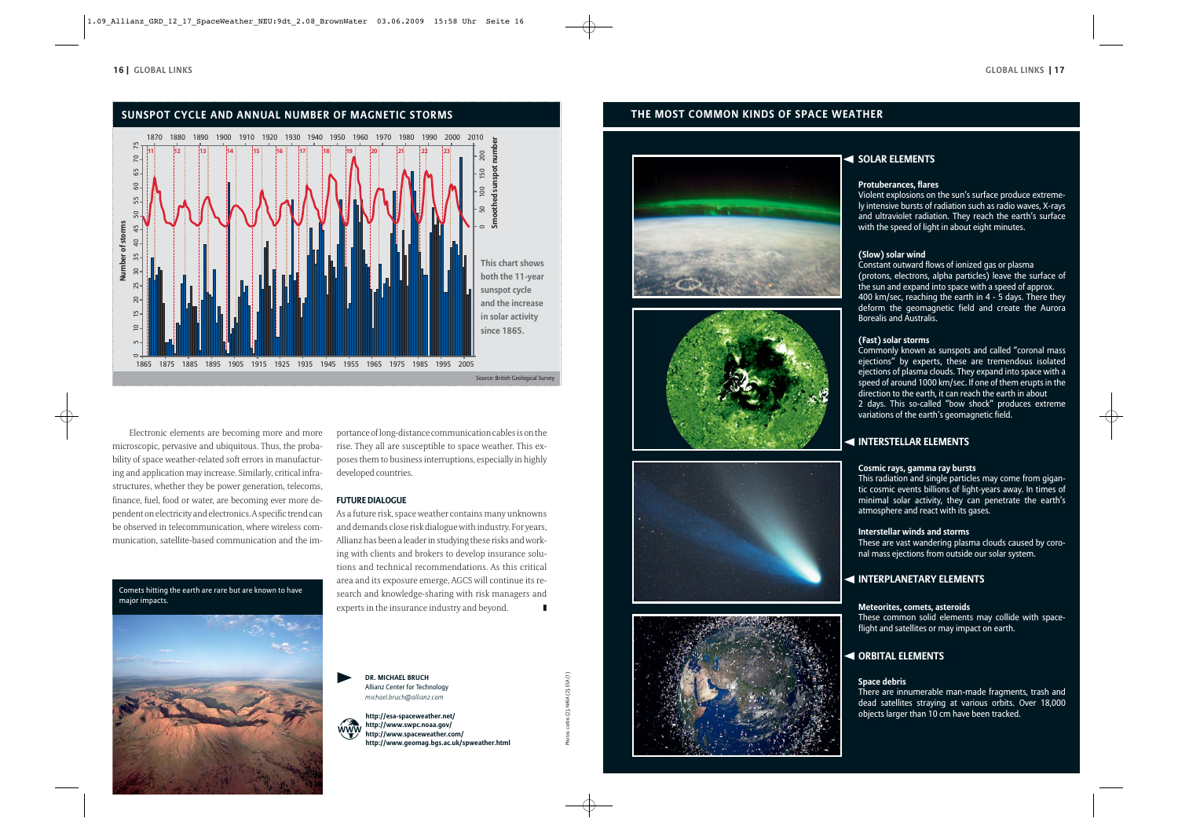## SUNSPOT CYCLE AND ANNUAL NUMBER OF MAGNETIC STORMS

1870 1880 1890 1900 1910 1920 1930 1940 1950 1960 1970 1980 1990 2000 2010

11 12 13 14 15 16 17 18 19 20 21 22 23

Number of storms

0 5 10 15 20 25 30 35 40 45 50 55 60 65 70 75

Smoothed sunspot number

0 50 100 150 200

1865 1875 1885 1895 1905 1915 1925 1935 1945 1955 1965 1975 1985 1995 2005

This chart shows both the 11-year sunspot cycle and the increase in solar activity since 1865.

Source: British Geological Survey

Electronic elements are becoming more and more microscopic, pervasive and ubiquitous. Thus, the probability of space weather-related soft errors in manufacturing and application may increase. Similarly, critical infrastructures, whether they be power generation, telecoms, finance, fuel, food or water, are becoming ever more dependent on electricity and electronics. A specific trend can be observed in telecommunication, where wireless communication, satellite-based communication and the importance of long-distance communication cables is on the rise. They all are susceptible to space weather. This exposes them to business interruptions, especially in highly developed countries.

### FUTURE DIALOGUE

As a future risk, space weather contains many unknowns and demands close risk dialogue with industry. For years, Allianz has been a leader in studying these risks and working with clients and brokers to develop insurance solutions and technical recommendations. As this critical area and its exposure emerge, AGCS will continue its research and knowledge-sharing with risk managers and experts in the insurance industry and beyond.

Comets hitting the earth are rare but are known to have major impacts.

**DR. MICHAEL BRUCH**
Allianz Center for Technology
*michael.bruch@allianz.com*

**http://esa-spaceweather.net/**
**http://www.swpc.noaa.gov/**
**http://www.spaceweather.com/**
**http://www.geomag.bgs.ac.uk/spweather.html**

Photos: corbis (2), NASA (2), ESA (1)

## THE MOST COMMON KINDS OF SPACE WEATHER

### SOLAR ELEMENTS

**Protuberances, flares**
Violent explosions on the sun's surface produce extremely intensive bursts of radiation such as radio waves, X-rays and ultraviolet radiation. They reach the earth's surface with the speed of light in about eight minutes.

**(Slow) solar wind**
Constant outward flows of ionized gas or plasma (protons, electrons, alpha particles) leave the surface of the sun and expand into space with a speed of approx. 400 km/sec, reaching the earth in 4 - 5 days. There they deform the geomagnetic field and create the Aurora Borealis and Australis.

**(Fast) solar storms**
Commonly known as sunspots and called "coronal mass ejections" by experts, these are tremendous isolated ejections of plasma clouds. They expand into space with a speed of around 1000 km/sec. If one of them erupts in the direction to the earth, it can reach the earth in about 2 days. This so-called "bow shock" produces extreme variations of the earth's geomagnetic field.

### INTERSTELLAR ELEMENTS

**Cosmic rays, gamma ray bursts**
This radiation and single particles may come from gigantic cosmic events billions of light-years away. In times of minimal solar activity, they can penetrate the earth's atmosphere and react with its gases.

**Interstellar winds and storms**
These are vast wandering plasma clouds caused by coronal mass ejections from outside our solar system.

### INTERPLANETARY ELEMENTS

**Meteorites, comets, asteroids**
These common solid elements may collide with spaceflight and satellites or may impact on earth.

### ORBITAL ELEMENTS

**Space debris**
There are innumerable man-made fragments, trash and dead satellites straying at various orbits. Over 18,000 objects larger than 10 cm have been tracked.